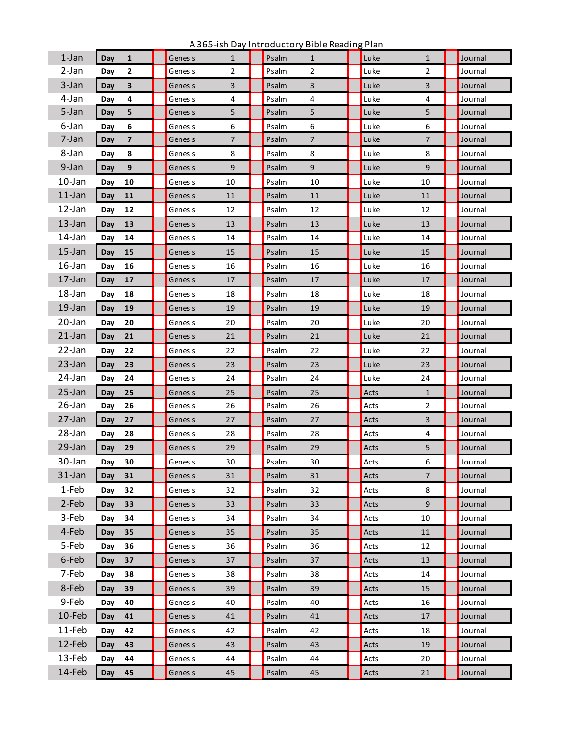# A 365-ish Day Introductory Bible Reading Plan

| Date | Day | | | Reading 1 | | | Reading 2 | | | Reading 3 | | | Journal |
|---|---|---|---|---|---|---|---|---|---|---|---|---|---|
| 1-Jan | Day | 1 | | Genesis | 1 | | Psalm | 1 | | Luke | 1 | | Journal |
| 2-Jan | Day | 2 | | Genesis | 2 | | Psalm | 2 | | Luke | 2 | | Journal |
| 3-Jan | Day | 3 | | Genesis | 3 | | Psalm | 3 | | Luke | 3 | | Journal |
| 4-Jan | Day | 4 | | Genesis | 4 | | Psalm | 4 | | Luke | 4 | | Journal |
| 5-Jan | Day | 5 | | Genesis | 5 | | Psalm | 5 | | Luke | 5 | | Journal |
| 6-Jan | Day | 6 | | Genesis | 6 | | Psalm | 6 | | Luke | 6 | | Journal |
| 7-Jan | Day | 7 | | Genesis | 7 | | Psalm | 7 | | Luke | 7 | | Journal |
| 8-Jan | Day | 8 | | Genesis | 8 | | Psalm | 8 | | Luke | 8 | | Journal |
| 9-Jan | Day | 9 | | Genesis | 9 | | Psalm | 9 | | Luke | 9 | | Journal |
| 10-Jan | Day | 10 | | Genesis | 10 | | Psalm | 10 | | Luke | 10 | | Journal |
| 11-Jan | Day | 11 | | Genesis | 11 | | Psalm | 11 | | Luke | 11 | | Journal |
| 12-Jan | Day | 12 | | Genesis | 12 | | Psalm | 12 | | Luke | 12 | | Journal |
| 13-Jan | Day | 13 | | Genesis | 13 | | Psalm | 13 | | Luke | 13 | | Journal |
| 14-Jan | Day | 14 | | Genesis | 14 | | Psalm | 14 | | Luke | 14 | | Journal |
| 15-Jan | Day | 15 | | Genesis | 15 | | Psalm | 15 | | Luke | 15 | | Journal |
| 16-Jan | Day | 16 | | Genesis | 16 | | Psalm | 16 | | Luke | 16 | | Journal |
| 17-Jan | Day | 17 | | Genesis | 17 | | Psalm | 17 | | Luke | 17 | | Journal |
| 18-Jan | Day | 18 | | Genesis | 18 | | Psalm | 18 | | Luke | 18 | | Journal |
| 19-Jan | Day | 19 | | Genesis | 19 | | Psalm | 19 | | Luke | 19 | | Journal |
| 20-Jan | Day | 20 | | Genesis | 20 | | Psalm | 20 | | Luke | 20 | | Journal |
| 21-Jan | Day | 21 | | Genesis | 21 | | Psalm | 21 | | Luke | 21 | | Journal |
| 22-Jan | Day | 22 | | Genesis | 22 | | Psalm | 22 | | Luke | 22 | | Journal |
| 23-Jan | Day | 23 | | Genesis | 23 | | Psalm | 23 | | Luke | 23 | | Journal |
| 24-Jan | Day | 24 | | Genesis | 24 | | Psalm | 24 | | Luke | 24 | | Journal |
| 25-Jan | Day | 25 | | Genesis | 25 | | Psalm | 25 | | Acts | 1 | | Journal |
| 26-Jan | Day | 26 | | Genesis | 26 | | Psalm | 26 | | Acts | 2 | | Journal |
| 27-Jan | Day | 27 | | Genesis | 27 | | Psalm | 27 | | Acts | 3 | | Journal |
| 28-Jan | Day | 28 | | Genesis | 28 | | Psalm | 28 | | Acts | 4 | | Journal |
| 29-Jan | Day | 29 | | Genesis | 29 | | Psalm | 29 | | Acts | 5 | | Journal |
| 30-Jan | Day | 30 | | Genesis | 30 | | Psalm | 30 | | Acts | 6 | | Journal |
| 31-Jan | Day | 31 | | Genesis | 31 | | Psalm | 31 | | Acts | 7 | | Journal |
| 1-Feb | Day | 32 | | Genesis | 32 | | Psalm | 32 | | Acts | 8 | | Journal |
| 2-Feb | Day | 33 | | Genesis | 33 | | Psalm | 33 | | Acts | 9 | | Journal |
| 3-Feb | Day | 34 | | Genesis | 34 | | Psalm | 34 | | Acts | 10 | | Journal |
| 4-Feb | Day | 35 | | Genesis | 35 | | Psalm | 35 | | Acts | 11 | | Journal |
| 5-Feb | Day | 36 | | Genesis | 36 | | Psalm | 36 | | Acts | 12 | | Journal |
| 6-Feb | Day | 37 | | Genesis | 37 | | Psalm | 37 | | Acts | 13 | | Journal |
| 7-Feb | Day | 38 | | Genesis | 38 | | Psalm | 38 | | Acts | 14 | | Journal |
| 8-Feb | Day | 39 | | Genesis | 39 | | Psalm | 39 | | Acts | 15 | | Journal |
| 9-Feb | Day | 40 | | Genesis | 40 | | Psalm | 40 | | Acts | 16 | | Journal |
| 10-Feb | Day | 41 | | Genesis | 41 | | Psalm | 41 | | Acts | 17 | | Journal |
| 11-Feb | Day | 42 | | Genesis | 42 | | Psalm | 42 | | Acts | 18 | | Journal |
| 12-Feb | Day | 43 | | Genesis | 43 | | Psalm | 43 | | Acts | 19 | | Journal |
| 13-Feb | Day | 44 | | Genesis | 44 | | Psalm | 44 | | Acts | 20 | | Journal |
| 14-Feb | Day | 45 | | Genesis | 45 | | Psalm | 45 | | Acts | 21 | | Journal |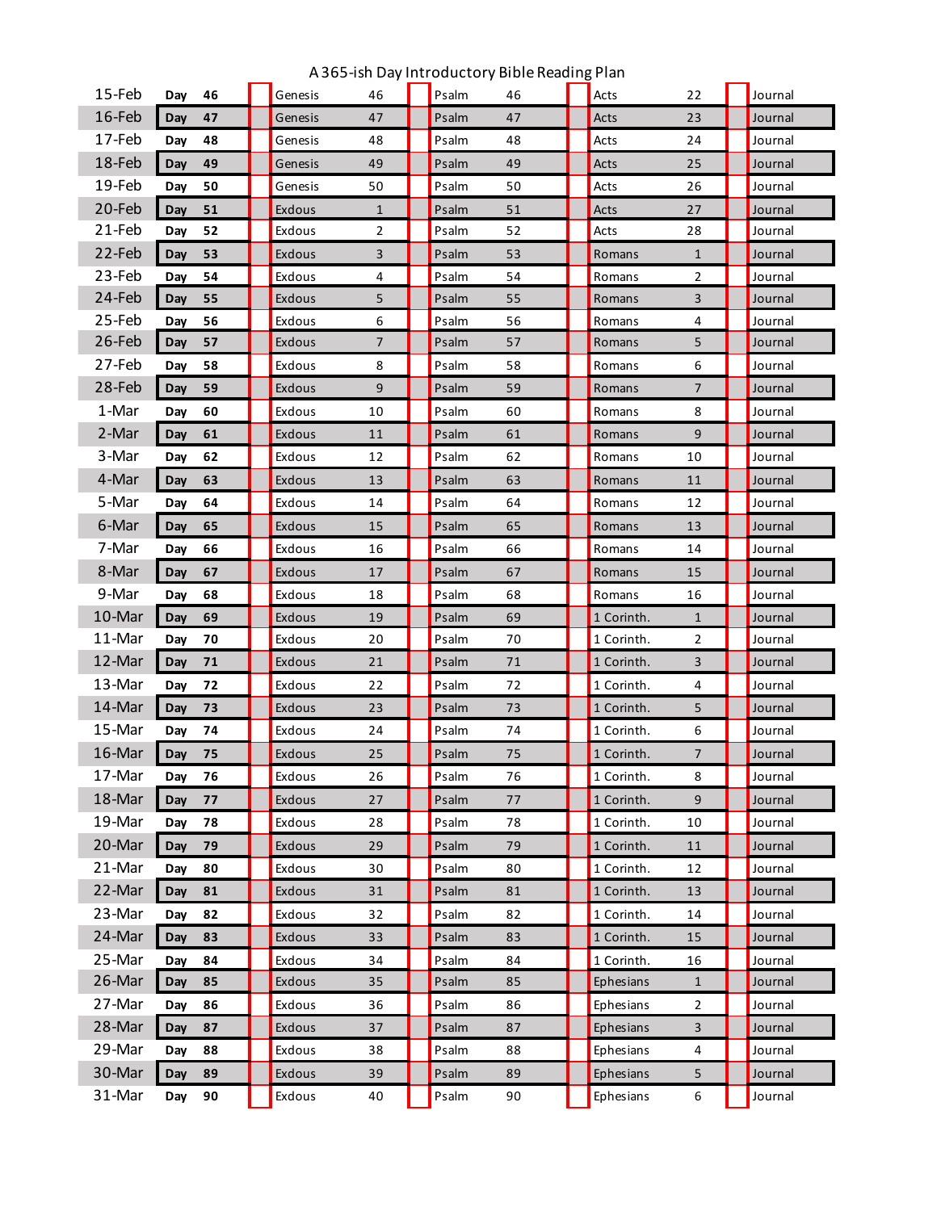A 365-ish Day Introductory Bible Reading Plan

| Date | Day | | ☐ | Reading 1 | Ch. | ☐ | Reading 2 | Ch. | ☐ | Reading 3 | Ch. | ☐ | Journal |
|---|---|---|---|---|---|---|---|---|---|---|---|---|---|
| 15-Feb | Day | 46 | | Genesis | 46 | | Psalm | 46 | | Acts | 22 | | Journal |
| 16-Feb | Day | 47 | | Genesis | 47 | | Psalm | 47 | | Acts | 23 | | Journal |
| 17-Feb | Day | 48 | | Genesis | 48 | | Psalm | 48 | | Acts | 24 | | Journal |
| 18-Feb | Day | 49 | | Genesis | 49 | | Psalm | 49 | | Acts | 25 | | Journal |
| 19-Feb | Day | 50 | | Genesis | 50 | | Psalm | 50 | | Acts | 26 | | Journal |
| 20-Feb | Day | 51 | | Exdous | 1 | | Psalm | 51 | | Acts | 27 | | Journal |
| 21-Feb | Day | 52 | | Exdous | 2 | | Psalm | 52 | | Acts | 28 | | Journal |
| 22-Feb | Day | 53 | | Exdous | 3 | | Psalm | 53 | | Romans | 1 | | Journal |
| 23-Feb | Day | 54 | | Exdous | 4 | | Psalm | 54 | | Romans | 2 | | Journal |
| 24-Feb | Day | 55 | | Exdous | 5 | | Psalm | 55 | | Romans | 3 | | Journal |
| 25-Feb | Day | 56 | | Exdous | 6 | | Psalm | 56 | | Romans | 4 | | Journal |
| 26-Feb | Day | 57 | | Exdous | 7 | | Psalm | 57 | | Romans | 5 | | Journal |
| 27-Feb | Day | 58 | | Exdous | 8 | | Psalm | 58 | | Romans | 6 | | Journal |
| 28-Feb | Day | 59 | | Exdous | 9 | | Psalm | 59 | | Romans | 7 | | Journal |
| 1-Mar | Day | 60 | | Exdous | 10 | | Psalm | 60 | | Romans | 8 | | Journal |
| 2-Mar | Day | 61 | | Exdous | 11 | | Psalm | 61 | | Romans | 9 | | Journal |
| 3-Mar | Day | 62 | | Exdous | 12 | | Psalm | 62 | | Romans | 10 | | Journal |
| 4-Mar | Day | 63 | | Exdous | 13 | | Psalm | 63 | | Romans | 11 | | Journal |
| 5-Mar | Day | 64 | | Exdous | 14 | | Psalm | 64 | | Romans | 12 | | Journal |
| 6-Mar | Day | 65 | | Exdous | 15 | | Psalm | 65 | | Romans | 13 | | Journal |
| 7-Mar | Day | 66 | | Exdous | 16 | | Psalm | 66 | | Romans | 14 | | Journal |
| 8-Mar | Day | 67 | | Exdous | 17 | | Psalm | 67 | | Romans | 15 | | Journal |
| 9-Mar | Day | 68 | | Exdous | 18 | | Psalm | 68 | | Romans | 16 | | Journal |
| 10-Mar | Day | 69 | | Exdous | 19 | | Psalm | 69 | | 1 Corinth. | 1 | | Journal |
| 11-Mar | Day | 70 | | Exdous | 20 | | Psalm | 70 | | 1 Corinth. | 2 | | Journal |
| 12-Mar | Day | 71 | | Exdous | 21 | | Psalm | 71 | | 1 Corinth. | 3 | | Journal |
| 13-Mar | Day | 72 | | Exdous | 22 | | Psalm | 72 | | 1 Corinth. | 4 | | Journal |
| 14-Mar | Day | 73 | | Exdous | 23 | | Psalm | 73 | | 1 Corinth. | 5 | | Journal |
| 15-Mar | Day | 74 | | Exdous | 24 | | Psalm | 74 | | 1 Corinth. | 6 | | Journal |
| 16-Mar | Day | 75 | | Exdous | 25 | | Psalm | 75 | | 1 Corinth. | 7 | | Journal |
| 17-Mar | Day | 76 | | Exdous | 26 | | Psalm | 76 | | 1 Corinth. | 8 | | Journal |
| 18-Mar | Day | 77 | | Exdous | 27 | | Psalm | 77 | | 1 Corinth. | 9 | | Journal |
| 19-Mar | Day | 78 | | Exdous | 28 | | Psalm | 78 | | 1 Corinth. | 10 | | Journal |
| 20-Mar | Day | 79 | | Exdous | 29 | | Psalm | 79 | | 1 Corinth. | 11 | | Journal |
| 21-Mar | Day | 80 | | Exdous | 30 | | Psalm | 80 | | 1 Corinth. | 12 | | Journal |
| 22-Mar | Day | 81 | | Exdous | 31 | | Psalm | 81 | | 1 Corinth. | 13 | | Journal |
| 23-Mar | Day | 82 | | Exdous | 32 | | Psalm | 82 | | 1 Corinth. | 14 | | Journal |
| 24-Mar | Day | 83 | | Exdous | 33 | | Psalm | 83 | | 1 Corinth. | 15 | | Journal |
| 25-Mar | Day | 84 | | Exdous | 34 | | Psalm | 84 | | 1 Corinth. | 16 | | Journal |
| 26-Mar | Day | 85 | | Exdous | 35 | | Psalm | 85 | | Ephesians | 1 | | Journal |
| 27-Mar | Day | 86 | | Exdous | 36 | | Psalm | 86 | | Ephesians | 2 | | Journal |
| 28-Mar | Day | 87 | | Exdous | 37 | | Psalm | 87 | | Ephesians | 3 | | Journal |
| 29-Mar | Day | 88 | | Exdous | 38 | | Psalm | 88 | | Ephesians | 4 | | Journal |
| 30-Mar | Day | 89 | | Exdous | 39 | | Psalm | 89 | | Ephesians | 5 | | Journal |
| 31-Mar | Day | 90 | | Exdous | 40 | | Psalm | 90 | | Ephesians | 6 | | Journal |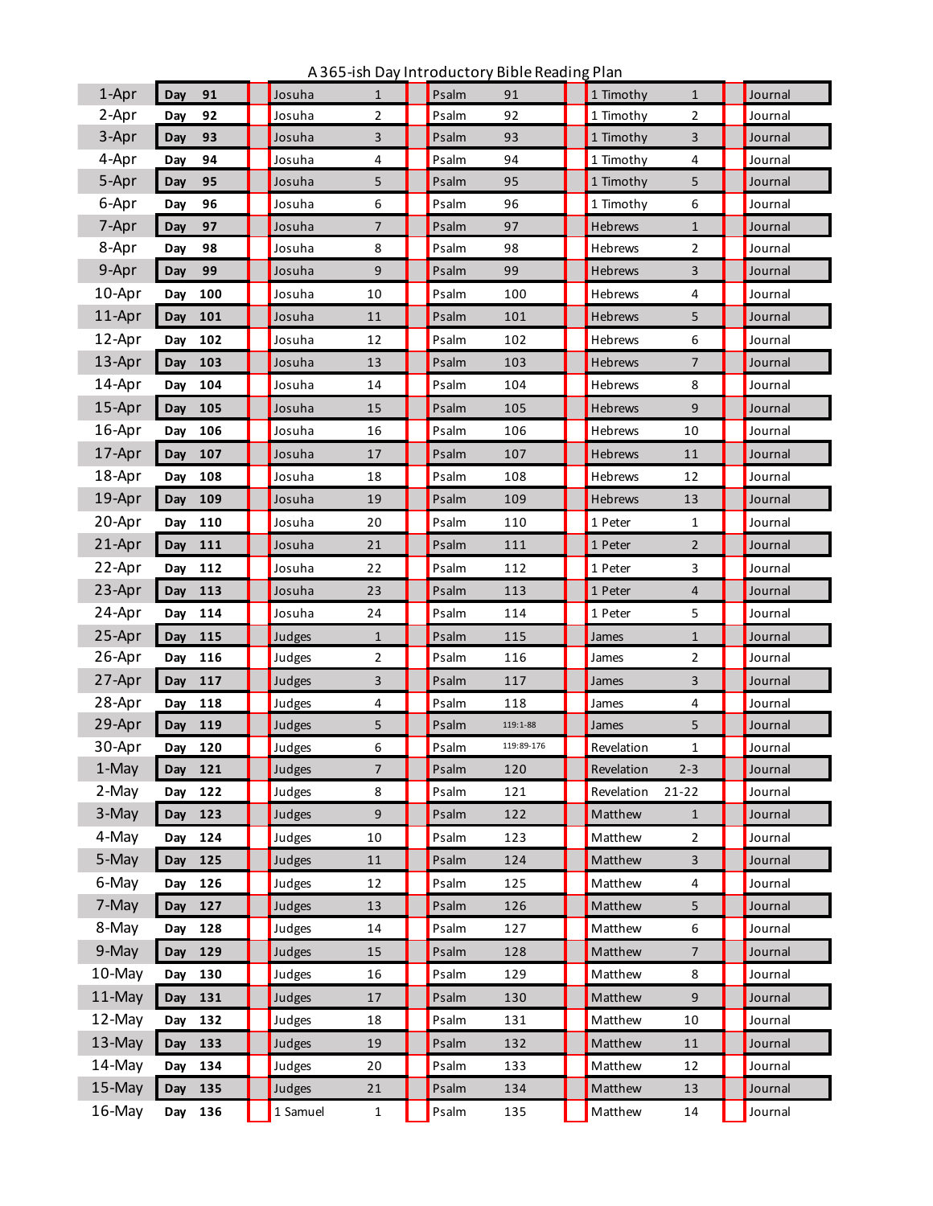A 365-ish Day Introductory Bible Reading Plan

| Date | Day | | | Old Testament | | | Psalm | | | New Testament | | | Journal |
|---|---|---|---|---|---|---|---|---|---|---|---|---|---|
| 1-Apr | Day | 91 | | Josuha | 1 | | Psalm | 91 | | 1 Timothy | 1 | | Journal |
| 2-Apr | Day | 92 | | Josuha | 2 | | Psalm | 92 | | 1 Timothy | 2 | | Journal |
| 3-Apr | Day | 93 | | Josuha | 3 | | Psalm | 93 | | 1 Timothy | 3 | | Journal |
| 4-Apr | Day | 94 | | Josuha | 4 | | Psalm | 94 | | 1 Timothy | 4 | | Journal |
| 5-Apr | Day | 95 | | Josuha | 5 | | Psalm | 95 | | 1 Timothy | 5 | | Journal |
| 6-Apr | Day | 96 | | Josuha | 6 | | Psalm | 96 | | 1 Timothy | 6 | | Journal |
| 7-Apr | Day | 97 | | Josuha | 7 | | Psalm | 97 | | Hebrews | 1 | | Journal |
| 8-Apr | Day | 98 | | Josuha | 8 | | Psalm | 98 | | Hebrews | 2 | | Journal |
| 9-Apr | Day | 99 | | Josuha | 9 | | Psalm | 99 | | Hebrews | 3 | | Journal |
| 10-Apr | Day | 100 | | Josuha | 10 | | Psalm | 100 | | Hebrews | 4 | | Journal |
| 11-Apr | Day | 101 | | Josuha | 11 | | Psalm | 101 | | Hebrews | 5 | | Journal |
| 12-Apr | Day | 102 | | Josuha | 12 | | Psalm | 102 | | Hebrews | 6 | | Journal |
| 13-Apr | Day | 103 | | Josuha | 13 | | Psalm | 103 | | Hebrews | 7 | | Journal |
| 14-Apr | Day | 104 | | Josuha | 14 | | Psalm | 104 | | Hebrews | 8 | | Journal |
| 15-Apr | Day | 105 | | Josuha | 15 | | Psalm | 105 | | Hebrews | 9 | | Journal |
| 16-Apr | Day | 106 | | Josuha | 16 | | Psalm | 106 | | Hebrews | 10 | | Journal |
| 17-Apr | Day | 107 | | Josuha | 17 | | Psalm | 107 | | Hebrews | 11 | | Journal |
| 18-Apr | Day | 108 | | Josuha | 18 | | Psalm | 108 | | Hebrews | 12 | | Journal |
| 19-Apr | Day | 109 | | Josuha | 19 | | Psalm | 109 | | Hebrews | 13 | | Journal |
| 20-Apr | Day | 110 | | Josuha | 20 | | Psalm | 110 | | 1 Peter | 1 | | Journal |
| 21-Apr | Day | 111 | | Josuha | 21 | | Psalm | 111 | | 1 Peter | 2 | | Journal |
| 22-Apr | Day | 112 | | Josuha | 22 | | Psalm | 112 | | 1 Peter | 3 | | Journal |
| 23-Apr | Day | 113 | | Josuha | 23 | | Psalm | 113 | | 1 Peter | 4 | | Journal |
| 24-Apr | Day | 114 | | Josuha | 24 | | Psalm | 114 | | 1 Peter | 5 | | Journal |
| 25-Apr | Day | 115 | | Judges | 1 | | Psalm | 115 | | James | 1 | | Journal |
| 26-Apr | Day | 116 | | Judges | 2 | | Psalm | 116 | | James | 2 | | Journal |
| 27-Apr | Day | 117 | | Judges | 3 | | Psalm | 117 | | James | 3 | | Journal |
| 28-Apr | Day | 118 | | Judges | 4 | | Psalm | 118 | | James | 4 | | Journal |
| 29-Apr | Day | 119 | | Judges | 5 | | Psalm | 119:1-88 | | James | 5 | | Journal |
| 30-Apr | Day | 120 | | Judges | 6 | | Psalm | 119:89-176 | | Revelation | 1 | | Journal |
| 1-May | Day | 121 | | Judges | 7 | | Psalm | 120 | | Revelation | 2-3 | | Journal |
| 2-May | Day | 122 | | Judges | 8 | | Psalm | 121 | | Revelation | 21-22 | | Journal |
| 3-May | Day | 123 | | Judges | 9 | | Psalm | 122 | | Matthew | 1 | | Journal |
| 4-May | Day | 124 | | Judges | 10 | | Psalm | 123 | | Matthew | 2 | | Journal |
| 5-May | Day | 125 | | Judges | 11 | | Psalm | 124 | | Matthew | 3 | | Journal |
| 6-May | Day | 126 | | Judges | 12 | | Psalm | 125 | | Matthew | 4 | | Journal |
| 7-May | Day | 127 | | Judges | 13 | | Psalm | 126 | | Matthew | 5 | | Journal |
| 8-May | Day | 128 | | Judges | 14 | | Psalm | 127 | | Matthew | 6 | | Journal |
| 9-May | Day | 129 | | Judges | 15 | | Psalm | 128 | | Matthew | 7 | | Journal |
| 10-May | Day | 130 | | Judges | 16 | | Psalm | 129 | | Matthew | 8 | | Journal |
| 11-May | Day | 131 | | Judges | 17 | | Psalm | 130 | | Matthew | 9 | | Journal |
| 12-May | Day | 132 | | Judges | 18 | | Psalm | 131 | | Matthew | 10 | | Journal |
| 13-May | Day | 133 | | Judges | 19 | | Psalm | 132 | | Matthew | 11 | | Journal |
| 14-May | Day | 134 | | Judges | 20 | | Psalm | 133 | | Matthew | 12 | | Journal |
| 15-May | Day | 135 | | Judges | 21 | | Psalm | 134 | | Matthew | 13 | | Journal |
| 16-May | Day | 136 | | 1 Samuel | 1 | | Psalm | 135 | | Matthew | 14 | | Journal |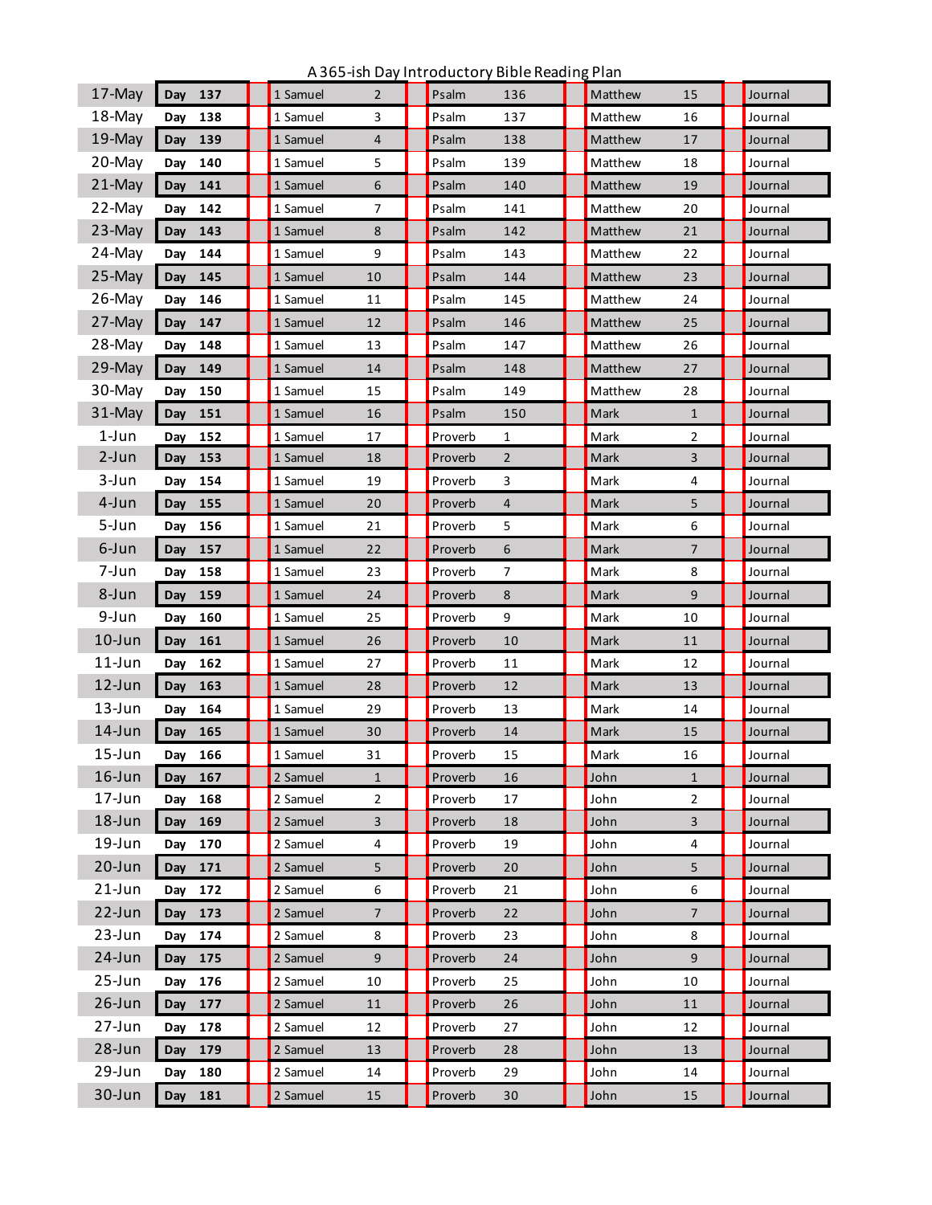A 365-ish Day Introductory Bible Reading Plan

| Date | Day | | | Old Testament | Chapter | | Poetry | Chapter | | New Testament | Chapter | | Journal |
|---|---|---|---|---|---|---|---|---|---|---|---|---|---|
| 17-May | Day | 137 | | 1 Samuel | 2 | | Psalm | 136 | | Matthew | 15 | | Journal |
| 18-May | Day | 138 | | 1 Samuel | 3 | | Psalm | 137 | | Matthew | 16 | | Journal |
| 19-May | Day | 139 | | 1 Samuel | 4 | | Psalm | 138 | | Matthew | 17 | | Journal |
| 20-May | Day | 140 | | 1 Samuel | 5 | | Psalm | 139 | | Matthew | 18 | | Journal |
| 21-May | Day | 141 | | 1 Samuel | 6 | | Psalm | 140 | | Matthew | 19 | | Journal |
| 22-May | Day | 142 | | 1 Samuel | 7 | | Psalm | 141 | | Matthew | 20 | | Journal |
| 23-May | Day | 143 | | 1 Samuel | 8 | | Psalm | 142 | | Matthew | 21 | | Journal |
| 24-May | Day | 144 | | 1 Samuel | 9 | | Psalm | 143 | | Matthew | 22 | | Journal |
| 25-May | Day | 145 | | 1 Samuel | 10 | | Psalm | 144 | | Matthew | 23 | | Journal |
| 26-May | Day | 146 | | 1 Samuel | 11 | | Psalm | 145 | | Matthew | 24 | | Journal |
| 27-May | Day | 147 | | 1 Samuel | 12 | | Psalm | 146 | | Matthew | 25 | | Journal |
| 28-May | Day | 148 | | 1 Samuel | 13 | | Psalm | 147 | | Matthew | 26 | | Journal |
| 29-May | Day | 149 | | 1 Samuel | 14 | | Psalm | 148 | | Matthew | 27 | | Journal |
| 30-May | Day | 150 | | 1 Samuel | 15 | | Psalm | 149 | | Matthew | 28 | | Journal |
| 31-May | Day | 151 | | 1 Samuel | 16 | | Psalm | 150 | | Mark | 1 | | Journal |
| 1-Jun | Day | 152 | | 1 Samuel | 17 | | Proverb | 1 | | Mark | 2 | | Journal |
| 2-Jun | Day | 153 | | 1 Samuel | 18 | | Proverb | 2 | | Mark | 3 | | Journal |
| 3-Jun | Day | 154 | | 1 Samuel | 19 | | Proverb | 3 | | Mark | 4 | | Journal |
| 4-Jun | Day | 155 | | 1 Samuel | 20 | | Proverb | 4 | | Mark | 5 | | Journal |
| 5-Jun | Day | 156 | | 1 Samuel | 21 | | Proverb | 5 | | Mark | 6 | | Journal |
| 6-Jun | Day | 157 | | 1 Samuel | 22 | | Proverb | 6 | | Mark | 7 | | Journal |
| 7-Jun | Day | 158 | | 1 Samuel | 23 | | Proverb | 7 | | Mark | 8 | | Journal |
| 8-Jun | Day | 159 | | 1 Samuel | 24 | | Proverb | 8 | | Mark | 9 | | Journal |
| 9-Jun | Day | 160 | | 1 Samuel | 25 | | Proverb | 9 | | Mark | 10 | | Journal |
| 10-Jun | Day | 161 | | 1 Samuel | 26 | | Proverb | 10 | | Mark | 11 | | Journal |
| 11-Jun | Day | 162 | | 1 Samuel | 27 | | Proverb | 11 | | Mark | 12 | | Journal |
| 12-Jun | Day | 163 | | 1 Samuel | 28 | | Proverb | 12 | | Mark | 13 | | Journal |
| 13-Jun | Day | 164 | | 1 Samuel | 29 | | Proverb | 13 | | Mark | 14 | | Journal |
| 14-Jun | Day | 165 | | 1 Samuel | 30 | | Proverb | 14 | | Mark | 15 | | Journal |
| 15-Jun | Day | 166 | | 1 Samuel | 31 | | Proverb | 15 | | Mark | 16 | | Journal |
| 16-Jun | Day | 167 | | 2 Samuel | 1 | | Proverb | 16 | | John | 1 | | Journal |
| 17-Jun | Day | 168 | | 2 Samuel | 2 | | Proverb | 17 | | John | 2 | | Journal |
| 18-Jun | Day | 169 | | 2 Samuel | 3 | | Proverb | 18 | | John | 3 | | Journal |
| 19-Jun | Day | 170 | | 2 Samuel | 4 | | Proverb | 19 | | John | 4 | | Journal |
| 20-Jun | Day | 171 | | 2 Samuel | 5 | | Proverb | 20 | | John | 5 | | Journal |
| 21-Jun | Day | 172 | | 2 Samuel | 6 | | Proverb | 21 | | John | 6 | | Journal |
| 22-Jun | Day | 173 | | 2 Samuel | 7 | | Proverb | 22 | | John | 7 | | Journal |
| 23-Jun | Day | 174 | | 2 Samuel | 8 | | Proverb | 23 | | John | 8 | | Journal |
| 24-Jun | Day | 175 | | 2 Samuel | 9 | | Proverb | 24 | | John | 9 | | Journal |
| 25-Jun | Day | 176 | | 2 Samuel | 10 | | Proverb | 25 | | John | 10 | | Journal |
| 26-Jun | Day | 177 | | 2 Samuel | 11 | | Proverb | 26 | | John | 11 | | Journal |
| 27-Jun | Day | 178 | | 2 Samuel | 12 | | Proverb | 27 | | John | 12 | | Journal |
| 28-Jun | Day | 179 | | 2 Samuel | 13 | | Proverb | 28 | | John | 13 | | Journal |
| 29-Jun | Day | 180 | | 2 Samuel | 14 | | Proverb | 29 | | John | 14 | | Journal |
| 30-Jun | Day | 181 | | 2 Samuel | 15 | | Proverb | 30 | | John | 15 | | Journal |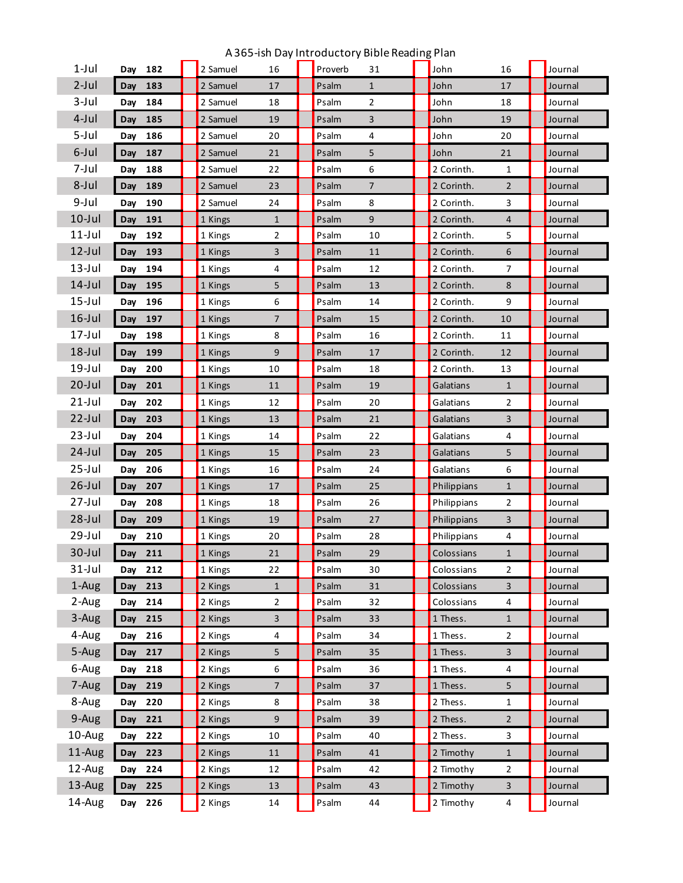# A 365-ish Day Introductory Bible Reading Plan

| Date | Day | | | Book | Ch. | | Book | Ch. | | Book | Ch. | | |
|---|---|---|---|---|---|---|---|---|---|---|---|---|---|
| 1-Jul | Day | 182 | | 2 Samuel | 16 | | Proverb | 31 | | John | 16 | | Journal |
| 2-Jul | Day | 183 | | 2 Samuel | 17 | | Psalm | 1 | | John | 17 | | Journal |
| 3-Jul | Day | 184 | | 2 Samuel | 18 | | Psalm | 2 | | John | 18 | | Journal |
| 4-Jul | Day | 185 | | 2 Samuel | 19 | | Psalm | 3 | | John | 19 | | Journal |
| 5-Jul | Day | 186 | | 2 Samuel | 20 | | Psalm | 4 | | John | 20 | | Journal |
| 6-Jul | Day | 187 | | 2 Samuel | 21 | | Psalm | 5 | | John | 21 | | Journal |
| 7-Jul | Day | 188 | | 2 Samuel | 22 | | Psalm | 6 | | 2 Corinth. | 1 | | Journal |
| 8-Jul | Day | 189 | | 2 Samuel | 23 | | Psalm | 7 | | 2 Corinth. | 2 | | Journal |
| 9-Jul | Day | 190 | | 2 Samuel | 24 | | Psalm | 8 | | 2 Corinth. | 3 | | Journal |
| 10-Jul | Day | 191 | | 1 Kings | 1 | | Psalm | 9 | | 2 Corinth. | 4 | | Journal |
| 11-Jul | Day | 192 | | 1 Kings | 2 | | Psalm | 10 | | 2 Corinth. | 5 | | Journal |
| 12-Jul | Day | 193 | | 1 Kings | 3 | | Psalm | 11 | | 2 Corinth. | 6 | | Journal |
| 13-Jul | Day | 194 | | 1 Kings | 4 | | Psalm | 12 | | 2 Corinth. | 7 | | Journal |
| 14-Jul | Day | 195 | | 1 Kings | 5 | | Psalm | 13 | | 2 Corinth. | 8 | | Journal |
| 15-Jul | Day | 196 | | 1 Kings | 6 | | Psalm | 14 | | 2 Corinth. | 9 | | Journal |
| 16-Jul | Day | 197 | | 1 Kings | 7 | | Psalm | 15 | | 2 Corinth. | 10 | | Journal |
| 17-Jul | Day | 198 | | 1 Kings | 8 | | Psalm | 16 | | 2 Corinth. | 11 | | Journal |
| 18-Jul | Day | 199 | | 1 Kings | 9 | | Psalm | 17 | | 2 Corinth. | 12 | | Journal |
| 19-Jul | Day | 200 | | 1 Kings | 10 | | Psalm | 18 | | 2 Corinth. | 13 | | Journal |
| 20-Jul | Day | 201 | | 1 Kings | 11 | | Psalm | 19 | | Galatians | 1 | | Journal |
| 21-Jul | Day | 202 | | 1 Kings | 12 | | Psalm | 20 | | Galatians | 2 | | Journal |
| 22-Jul | Day | 203 | | 1 Kings | 13 | | Psalm | 21 | | Galatians | 3 | | Journal |
| 23-Jul | Day | 204 | | 1 Kings | 14 | | Psalm | 22 | | Galatians | 4 | | Journal |
| 24-Jul | Day | 205 | | 1 Kings | 15 | | Psalm | 23 | | Galatians | 5 | | Journal |
| 25-Jul | Day | 206 | | 1 Kings | 16 | | Psalm | 24 | | Galatians | 6 | | Journal |
| 26-Jul | Day | 207 | | 1 Kings | 17 | | Psalm | 25 | | Philippians | 1 | | Journal |
| 27-Jul | Day | 208 | | 1 Kings | 18 | | Psalm | 26 | | Philippians | 2 | | Journal |
| 28-Jul | Day | 209 | | 1 Kings | 19 | | Psalm | 27 | | Philippians | 3 | | Journal |
| 29-Jul | Day | 210 | | 1 Kings | 20 | | Psalm | 28 | | Philippians | 4 | | Journal |
| 30-Jul | Day | 211 | | 1 Kings | 21 | | Psalm | 29 | | Colossians | 1 | | Journal |
| 31-Jul | Day | 212 | | 1 Kings | 22 | | Psalm | 30 | | Colossians | 2 | | Journal |
| 1-Aug | Day | 213 | | 2 Kings | 1 | | Psalm | 31 | | Colossians | 3 | | Journal |
| 2-Aug | Day | 214 | | 2 Kings | 2 | | Psalm | 32 | | Colossians | 4 | | Journal |
| 3-Aug | Day | 215 | | 2 Kings | 3 | | Psalm | 33 | | 1 Thess. | 1 | | Journal |
| 4-Aug | Day | 216 | | 2 Kings | 4 | | Psalm | 34 | | 1 Thess. | 2 | | Journal |
| 5-Aug | Day | 217 | | 2 Kings | 5 | | Psalm | 35 | | 1 Thess. | 3 | | Journal |
| 6-Aug | Day | 218 | | 2 Kings | 6 | | Psalm | 36 | | 1 Thess. | 4 | | Journal |
| 7-Aug | Day | 219 | | 2 Kings | 7 | | Psalm | 37 | | 1 Thess. | 5 | | Journal |
| 8-Aug | Day | 220 | | 2 Kings | 8 | | Psalm | 38 | | 2 Thess. | 1 | | Journal |
| 9-Aug | Day | 221 | | 2 Kings | 9 | | Psalm | 39 | | 2 Thess. | 2 | | Journal |
| 10-Aug | Day | 222 | | 2 Kings | 10 | | Psalm | 40 | | 2 Thess. | 3 | | Journal |
| 11-Aug | Day | 223 | | 2 Kings | 11 | | Psalm | 41 | | 2 Timothy | 1 | | Journal |
| 12-Aug | Day | 224 | | 2 Kings | 12 | | Psalm | 42 | | 2 Timothy | 2 | | Journal |
| 13-Aug | Day | 225 | | 2 Kings | 13 | | Psalm | 43 | | 2 Timothy | 3 | | Journal |
| 14-Aug | Day | 226 | | 2 Kings | 14 | | Psalm | 44 | | 2 Timothy | 4 | | Journal |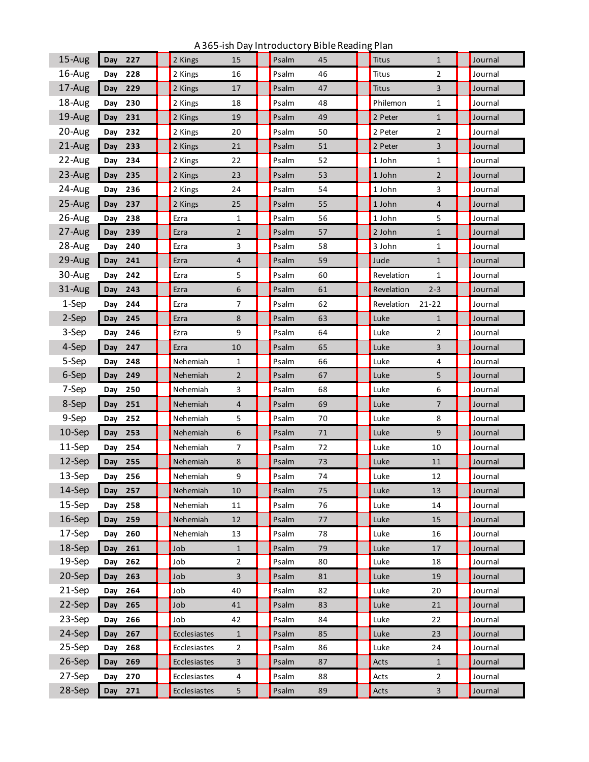A 365-ish Day Introductory Bible Reading Plan

| Date | Day | | Book | Ch | Book | Ch | Book | Ch | |
|---|---|---|---|---|---|---|---|---|---|
| 15-Aug | Day | 227 | 2 Kings | 15 | Psalm | 45 | Titus | 1 | Journal |
| 16-Aug | Day | 228 | 2 Kings | 16 | Psalm | 46 | Titus | 2 | Journal |
| 17-Aug | Day | 229 | 2 Kings | 17 | Psalm | 47 | Titus | 3 | Journal |
| 18-Aug | Day | 230 | 2 Kings | 18 | Psalm | 48 | Philemon | 1 | Journal |
| 19-Aug | Day | 231 | 2 Kings | 19 | Psalm | 49 | 2 Peter | 1 | Journal |
| 20-Aug | Day | 232 | 2 Kings | 20 | Psalm | 50 | 2 Peter | 2 | Journal |
| 21-Aug | Day | 233 | 2 Kings | 21 | Psalm | 51 | 2 Peter | 3 | Journal |
| 22-Aug | Day | 234 | 2 Kings | 22 | Psalm | 52 | 1 John | 1 | Journal |
| 23-Aug | Day | 235 | 2 Kings | 23 | Psalm | 53 | 1 John | 2 | Journal |
| 24-Aug | Day | 236 | 2 Kings | 24 | Psalm | 54 | 1 John | 3 | Journal |
| 25-Aug | Day | 237 | 2 Kings | 25 | Psalm | 55 | 1 John | 4 | Journal |
| 26-Aug | Day | 238 | Ezra | 1 | Psalm | 56 | 1 John | 5 | Journal |
| 27-Aug | Day | 239 | Ezra | 2 | Psalm | 57 | 2 John | 1 | Journal |
| 28-Aug | Day | 240 | Ezra | 3 | Psalm | 58 | 3 John | 1 | Journal |
| 29-Aug | Day | 241 | Ezra | 4 | Psalm | 59 | Jude | 1 | Journal |
| 30-Aug | Day | 242 | Ezra | 5 | Psalm | 60 | Revelation | 1 | Journal |
| 31-Aug | Day | 243 | Ezra | 6 | Psalm | 61 | Revelation | 2-3 | Journal |
| 1-Sep | Day | 244 | Ezra | 7 | Psalm | 62 | Revelation | 21-22 | Journal |
| 2-Sep | Day | 245 | Ezra | 8 | Psalm | 63 | Luke | 1 | Journal |
| 3-Sep | Day | 246 | Ezra | 9 | Psalm | 64 | Luke | 2 | Journal |
| 4-Sep | Day | 247 | Ezra | 10 | Psalm | 65 | Luke | 3 | Journal |
| 5-Sep | Day | 248 | Nehemiah | 1 | Psalm | 66 | Luke | 4 | Journal |
| 6-Sep | Day | 249 | Nehemiah | 2 | Psalm | 67 | Luke | 5 | Journal |
| 7-Sep | Day | 250 | Nehemiah | 3 | Psalm | 68 | Luke | 6 | Journal |
| 8-Sep | Day | 251 | Nehemiah | 4 | Psalm | 69 | Luke | 7 | Journal |
| 9-Sep | Day | 252 | Nehemiah | 5 | Psalm | 70 | Luke | 8 | Journal |
| 10-Sep | Day | 253 | Nehemiah | 6 | Psalm | 71 | Luke | 9 | Journal |
| 11-Sep | Day | 254 | Nehemiah | 7 | Psalm | 72 | Luke | 10 | Journal |
| 12-Sep | Day | 255 | Nehemiah | 8 | Psalm | 73 | Luke | 11 | Journal |
| 13-Sep | Day | 256 | Nehemiah | 9 | Psalm | 74 | Luke | 12 | Journal |
| 14-Sep | Day | 257 | Nehemiah | 10 | Psalm | 75 | Luke | 13 | Journal |
| 15-Sep | Day | 258 | Nehemiah | 11 | Psalm | 76 | Luke | 14 | Journal |
| 16-Sep | Day | 259 | Nehemiah | 12 | Psalm | 77 | Luke | 15 | Journal |
| 17-Sep | Day | 260 | Nehemiah | 13 | Psalm | 78 | Luke | 16 | Journal |
| 18-Sep | Day | 261 | Job | 1 | Psalm | 79 | Luke | 17 | Journal |
| 19-Sep | Day | 262 | Job | 2 | Psalm | 80 | Luke | 18 | Journal |
| 20-Sep | Day | 263 | Job | 3 | Psalm | 81 | Luke | 19 | Journal |
| 21-Sep | Day | 264 | Job | 40 | Psalm | 82 | Luke | 20 | Journal |
| 22-Sep | Day | 265 | Job | 41 | Psalm | 83 | Luke | 21 | Journal |
| 23-Sep | Day | 266 | Job | 42 | Psalm | 84 | Luke | 22 | Journal |
| 24-Sep | Day | 267 | Ecclesiastes | 1 | Psalm | 85 | Luke | 23 | Journal |
| 25-Sep | Day | 268 | Ecclesiastes | 2 | Psalm | 86 | Luke | 24 | Journal |
| 26-Sep | Day | 269 | Ecclesiastes | 3 | Psalm | 87 | Acts | 1 | Journal |
| 27-Sep | Day | 270 | Ecclesiastes | 4 | Psalm | 88 | Acts | 2 | Journal |
| 28-Sep | Day | 271 | Ecclesiastes | 5 | Psalm | 89 | Acts | 3 | Journal |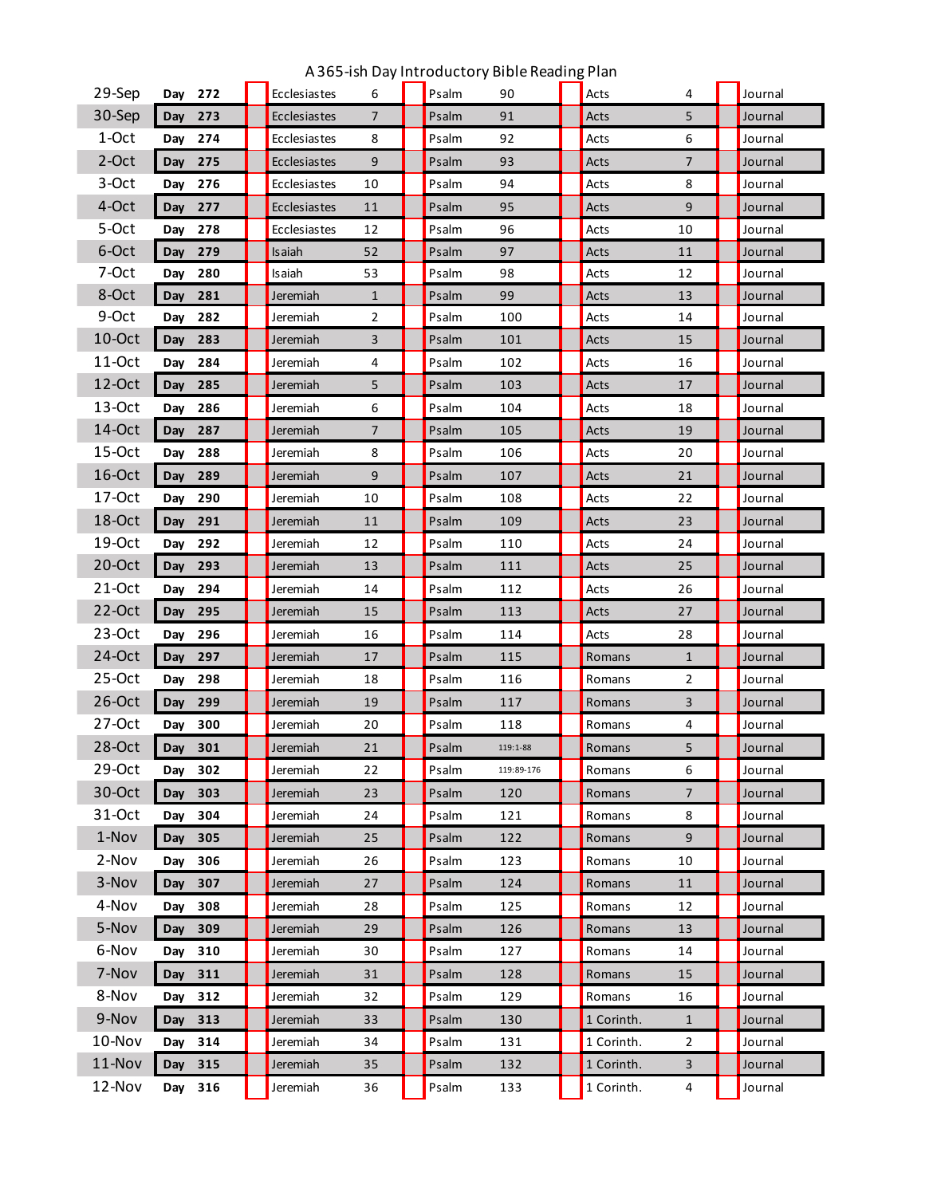# A 365-ish Day Introductory Bible Reading Plan

| Date | Day | | | Reading 1 | Ch. | | Reading 2 | Ch. | | Reading 3 | Ch. | | |
|---|---|---|---|---|---|---|---|---|---|---|---|---|---|
| 29-Sep | Day | 272 | | Ecclesiastes | 6 | | Psalm | 90 | | Acts | 4 | | Journal |
| 30-Sep | Day | 273 | | Ecclesiastes | 7 | | Psalm | 91 | | Acts | 5 | | Journal |
| 1-Oct | Day | 274 | | Ecclesiastes | 8 | | Psalm | 92 | | Acts | 6 | | Journal |
| 2-Oct | Day | 275 | | Ecclesiastes | 9 | | Psalm | 93 | | Acts | 7 | | Journal |
| 3-Oct | Day | 276 | | Ecclesiastes | 10 | | Psalm | 94 | | Acts | 8 | | Journal |
| 4-Oct | Day | 277 | | Ecclesiastes | 11 | | Psalm | 95 | | Acts | 9 | | Journal |
| 5-Oct | Day | 278 | | Ecclesiastes | 12 | | Psalm | 96 | | Acts | 10 | | Journal |
| 6-Oct | Day | 279 | | Isaiah | 52 | | Psalm | 97 | | Acts | 11 | | Journal |
| 7-Oct | Day | 280 | | Isaiah | 53 | | Psalm | 98 | | Acts | 12 | | Journal |
| 8-Oct | Day | 281 | | Jeremiah | 1 | | Psalm | 99 | | Acts | 13 | | Journal |
| 9-Oct | Day | 282 | | Jeremiah | 2 | | Psalm | 100 | | Acts | 14 | | Journal |
| 10-Oct | Day | 283 | | Jeremiah | 3 | | Psalm | 101 | | Acts | 15 | | Journal |
| 11-Oct | Day | 284 | | Jeremiah | 4 | | Psalm | 102 | | Acts | 16 | | Journal |
| 12-Oct | Day | 285 | | Jeremiah | 5 | | Psalm | 103 | | Acts | 17 | | Journal |
| 13-Oct | Day | 286 | | Jeremiah | 6 | | Psalm | 104 | | Acts | 18 | | Journal |
| 14-Oct | Day | 287 | | Jeremiah | 7 | | Psalm | 105 | | Acts | 19 | | Journal |
| 15-Oct | Day | 288 | | Jeremiah | 8 | | Psalm | 106 | | Acts | 20 | | Journal |
| 16-Oct | Day | 289 | | Jeremiah | 9 | | Psalm | 107 | | Acts | 21 | | Journal |
| 17-Oct | Day | 290 | | Jeremiah | 10 | | Psalm | 108 | | Acts | 22 | | Journal |
| 18-Oct | Day | 291 | | Jeremiah | 11 | | Psalm | 109 | | Acts | 23 | | Journal |
| 19-Oct | Day | 292 | | Jeremiah | 12 | | Psalm | 110 | | Acts | 24 | | Journal |
| 20-Oct | Day | 293 | | Jeremiah | 13 | | Psalm | 111 | | Acts | 25 | | Journal |
| 21-Oct | Day | 294 | | Jeremiah | 14 | | Psalm | 112 | | Acts | 26 | | Journal |
| 22-Oct | Day | 295 | | Jeremiah | 15 | | Psalm | 113 | | Acts | 27 | | Journal |
| 23-Oct | Day | 296 | | Jeremiah | 16 | | Psalm | 114 | | Acts | 28 | | Journal |
| 24-Oct | Day | 297 | | Jeremiah | 17 | | Psalm | 115 | | Romans | 1 | | Journal |
| 25-Oct | Day | 298 | | Jeremiah | 18 | | Psalm | 116 | | Romans | 2 | | Journal |
| 26-Oct | Day | 299 | | Jeremiah | 19 | | Psalm | 117 | | Romans | 3 | | Journal |
| 27-Oct | Day | 300 | | Jeremiah | 20 | | Psalm | 118 | | Romans | 4 | | Journal |
| 28-Oct | Day | 301 | | Jeremiah | 21 | | Psalm | 119:1-88 | | Romans | 5 | | Journal |
| 29-Oct | Day | 302 | | Jeremiah | 22 | | Psalm | 119:89-176 | | Romans | 6 | | Journal |
| 30-Oct | Day | 303 | | Jeremiah | 23 | | Psalm | 120 | | Romans | 7 | | Journal |
| 31-Oct | Day | 304 | | Jeremiah | 24 | | Psalm | 121 | | Romans | 8 | | Journal |
| 1-Nov | Day | 305 | | Jeremiah | 25 | | Psalm | 122 | | Romans | 9 | | Journal |
| 2-Nov | Day | 306 | | Jeremiah | 26 | | Psalm | 123 | | Romans | 10 | | Journal |
| 3-Nov | Day | 307 | | Jeremiah | 27 | | Psalm | 124 | | Romans | 11 | | Journal |
| 4-Nov | Day | 308 | | Jeremiah | 28 | | Psalm | 125 | | Romans | 12 | | Journal |
| 5-Nov | Day | 309 | | Jeremiah | 29 | | Psalm | 126 | | Romans | 13 | | Journal |
| 6-Nov | Day | 310 | | Jeremiah | 30 | | Psalm | 127 | | Romans | 14 | | Journal |
| 7-Nov | Day | 311 | | Jeremiah | 31 | | Psalm | 128 | | Romans | 15 | | Journal |
| 8-Nov | Day | 312 | | Jeremiah | 32 | | Psalm | 129 | | Romans | 16 | | Journal |
| 9-Nov | Day | 313 | | Jeremiah | 33 | | Psalm | 130 | | 1 Corinth. | 1 | | Journal |
| 10-Nov | Day | 314 | | Jeremiah | 34 | | Psalm | 131 | | 1 Corinth. | 2 | | Journal |
| 11-Nov | Day | 315 | | Jeremiah | 35 | | Psalm | 132 | | 1 Corinth. | 3 | | Journal |
| 12-Nov | Day | 316 | | Jeremiah | 36 | | Psalm | 133 | | 1 Corinth. | 4 | | Journal |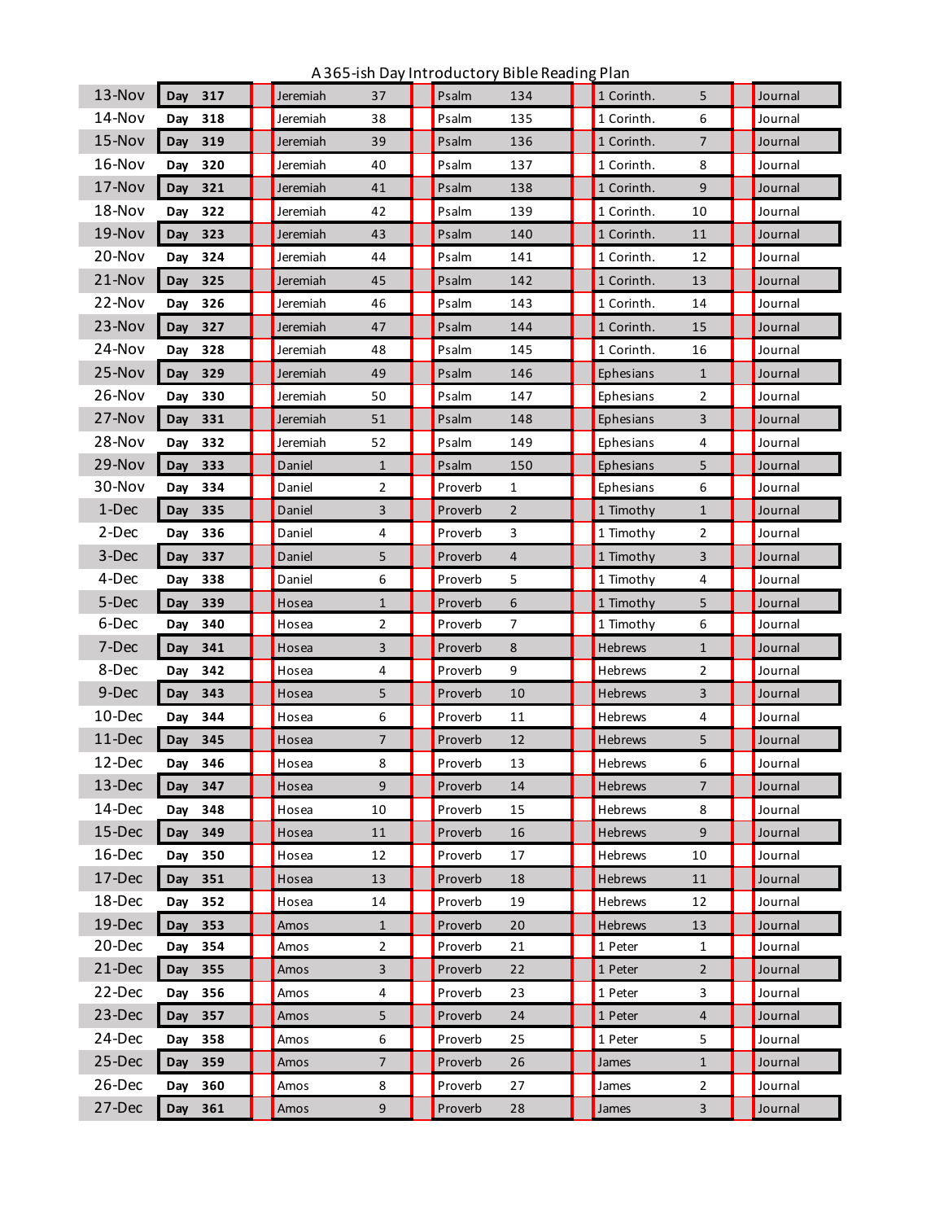A 365-ish Day Introductory Bible Reading Plan

| Date | Day | | | Old Testament | | | Psalm/Proverb | | | New Testament | | | Journal |
|---|---|---|---|---|---|---|---|---|---|---|---|---|---|
| 13-Nov | Day | 317 | | Jeremiah | 37 | | Psalm | 134 | | 1 Corinth. | 5 | | Journal |
| 14-Nov | Day | 318 | | Jeremiah | 38 | | Psalm | 135 | | 1 Corinth. | 6 | | Journal |
| 15-Nov | Day | 319 | | Jeremiah | 39 | | Psalm | 136 | | 1 Corinth. | 7 | | Journal |
| 16-Nov | Day | 320 | | Jeremiah | 40 | | Psalm | 137 | | 1 Corinth. | 8 | | Journal |
| 17-Nov | Day | 321 | | Jeremiah | 41 | | Psalm | 138 | | 1 Corinth. | 9 | | Journal |
| 18-Nov | Day | 322 | | Jeremiah | 42 | | Psalm | 139 | | 1 Corinth. | 10 | | Journal |
| 19-Nov | Day | 323 | | Jeremiah | 43 | | Psalm | 140 | | 1 Corinth. | 11 | | Journal |
| 20-Nov | Day | 324 | | Jeremiah | 44 | | Psalm | 141 | | 1 Corinth. | 12 | | Journal |
| 21-Nov | Day | 325 | | Jeremiah | 45 | | Psalm | 142 | | 1 Corinth. | 13 | | Journal |
| 22-Nov | Day | 326 | | Jeremiah | 46 | | Psalm | 143 | | 1 Corinth. | 14 | | Journal |
| 23-Nov | Day | 327 | | Jeremiah | 47 | | Psalm | 144 | | 1 Corinth. | 15 | | Journal |
| 24-Nov | Day | 328 | | Jeremiah | 48 | | Psalm | 145 | | 1 Corinth. | 16 | | Journal |
| 25-Nov | Day | 329 | | Jeremiah | 49 | | Psalm | 146 | | Ephesians | 1 | | Journal |
| 26-Nov | Day | 330 | | Jeremiah | 50 | | Psalm | 147 | | Ephesians | 2 | | Journal |
| 27-Nov | Day | 331 | | Jeremiah | 51 | | Psalm | 148 | | Ephesians | 3 | | Journal |
| 28-Nov | Day | 332 | | Jeremiah | 52 | | Psalm | 149 | | Ephesians | 4 | | Journal |
| 29-Nov | Day | 333 | | Daniel | 1 | | Psalm | 150 | | Ephesians | 5 | | Journal |
| 30-Nov | Day | 334 | | Daniel | 2 | | Proverb | 1 | | Ephesians | 6 | | Journal |
| 1-Dec | Day | 335 | | Daniel | 3 | | Proverb | 2 | | 1 Timothy | 1 | | Journal |
| 2-Dec | Day | 336 | | Daniel | 4 | | Proverb | 3 | | 1 Timothy | 2 | | Journal |
| 3-Dec | Day | 337 | | Daniel | 5 | | Proverb | 4 | | 1 Timothy | 3 | | Journal |
| 4-Dec | Day | 338 | | Daniel | 6 | | Proverb | 5 | | 1 Timothy | 4 | | Journal |
| 5-Dec | Day | 339 | | Hosea | 1 | | Proverb | 6 | | 1 Timothy | 5 | | Journal |
| 6-Dec | Day | 340 | | Hosea | 2 | | Proverb | 7 | | 1 Timothy | 6 | | Journal |
| 7-Dec | Day | 341 | | Hosea | 3 | | Proverb | 8 | | Hebrews | 1 | | Journal |
| 8-Dec | Day | 342 | | Hosea | 4 | | Proverb | 9 | | Hebrews | 2 | | Journal |
| 9-Dec | Day | 343 | | Hosea | 5 | | Proverb | 10 | | Hebrews | 3 | | Journal |
| 10-Dec | Day | 344 | | Hosea | 6 | | Proverb | 11 | | Hebrews | 4 | | Journal |
| 11-Dec | Day | 345 | | Hosea | 7 | | Proverb | 12 | | Hebrews | 5 | | Journal |
| 12-Dec | Day | 346 | | Hosea | 8 | | Proverb | 13 | | Hebrews | 6 | | Journal |
| 13-Dec | Day | 347 | | Hosea | 9 | | Proverb | 14 | | Hebrews | 7 | | Journal |
| 14-Dec | Day | 348 | | Hosea | 10 | | Proverb | 15 | | Hebrews | 8 | | Journal |
| 15-Dec | Day | 349 | | Hosea | 11 | | Proverb | 16 | | Hebrews | 9 | | Journal |
| 16-Dec | Day | 350 | | Hosea | 12 | | Proverb | 17 | | Hebrews | 10 | | Journal |
| 17-Dec | Day | 351 | | Hosea | 13 | | Proverb | 18 | | Hebrews | 11 | | Journal |
| 18-Dec | Day | 352 | | Hosea | 14 | | Proverb | 19 | | Hebrews | 12 | | Journal |
| 19-Dec | Day | 353 | | Amos | 1 | | Proverb | 20 | | Hebrews | 13 | | Journal |
| 20-Dec | Day | 354 | | Amos | 2 | | Proverb | 21 | | 1 Peter | 1 | | Journal |
| 21-Dec | Day | 355 | | Amos | 3 | | Proverb | 22 | | 1 Peter | 2 | | Journal |
| 22-Dec | Day | 356 | | Amos | 4 | | Proverb | 23 | | 1 Peter | 3 | | Journal |
| 23-Dec | Day | 357 | | Amos | 5 | | Proverb | 24 | | 1 Peter | 4 | | Journal |
| 24-Dec | Day | 358 | | Amos | 6 | | Proverb | 25 | | 1 Peter | 5 | | Journal |
| 25-Dec | Day | 359 | | Amos | 7 | | Proverb | 26 | | James | 1 | | Journal |
| 26-Dec | Day | 360 | | Amos | 8 | | Proverb | 27 | | James | 2 | | Journal |
| 27-Dec | Day | 361 | | Amos | 9 | | Proverb | 28 | | James | 3 | | Journal |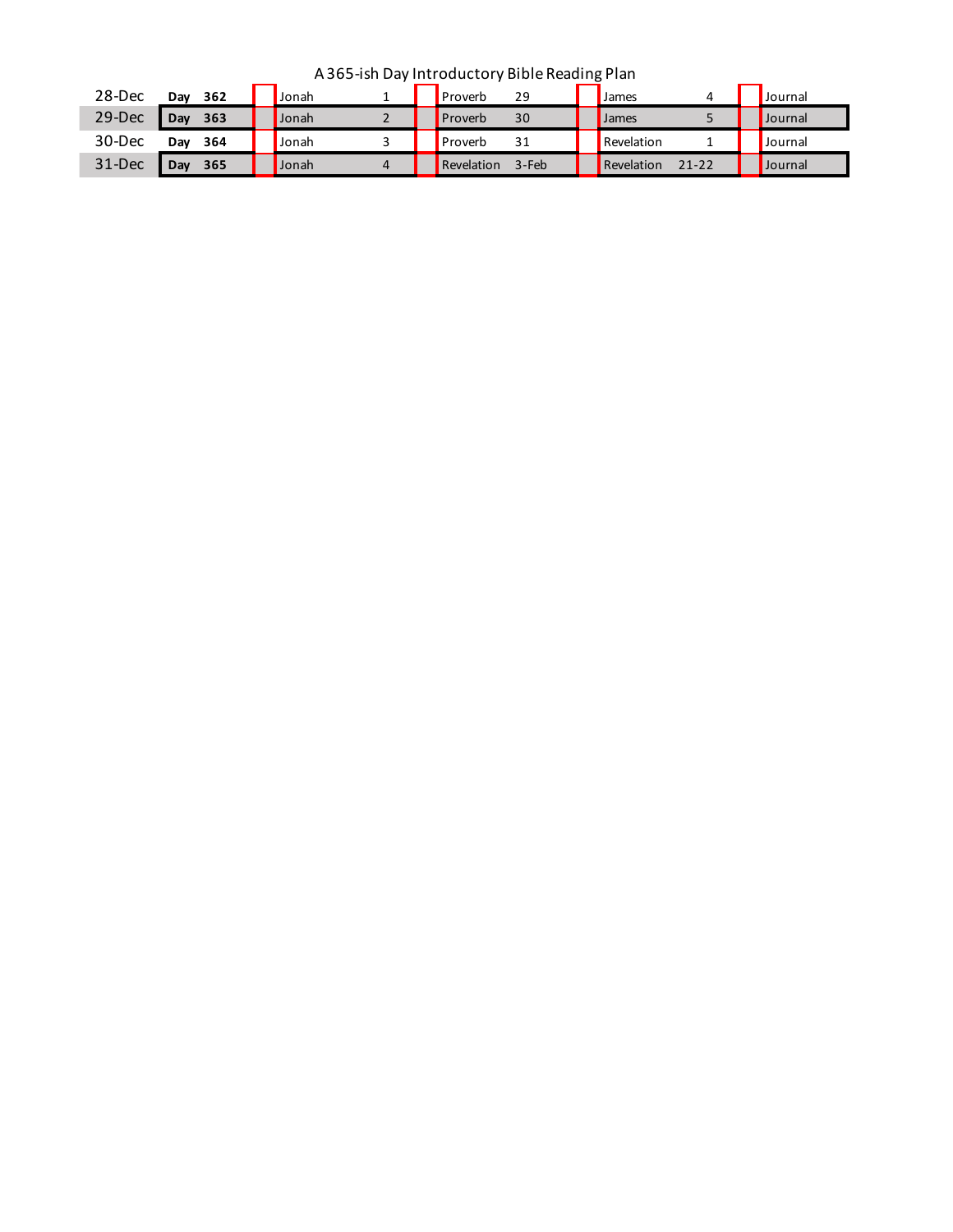A 365-ish Day Introductory Bible Reading Plan

| | | | | | | | | | | | | | |
|---|---|---|---|---|---|---|---|---|---|---|---|---|---|
| 28-Dec | Day | 362 | | Jonah | 1 | | Proverb | 29 | | James | 4 | | Journal |
| 29-Dec | Day | 363 | | Jonah | 2 | | Proverb | 30 | | James | 5 | | Journal |
| 30-Dec | Day | 364 | | Jonah | 3 | | Proverb | 31 | | Revelation | 1 | | Journal |
| 31-Dec | Day | 365 | | Jonah | 4 | | Revelation | 3-Feb | | Revelation | 21-22 | | Journal |